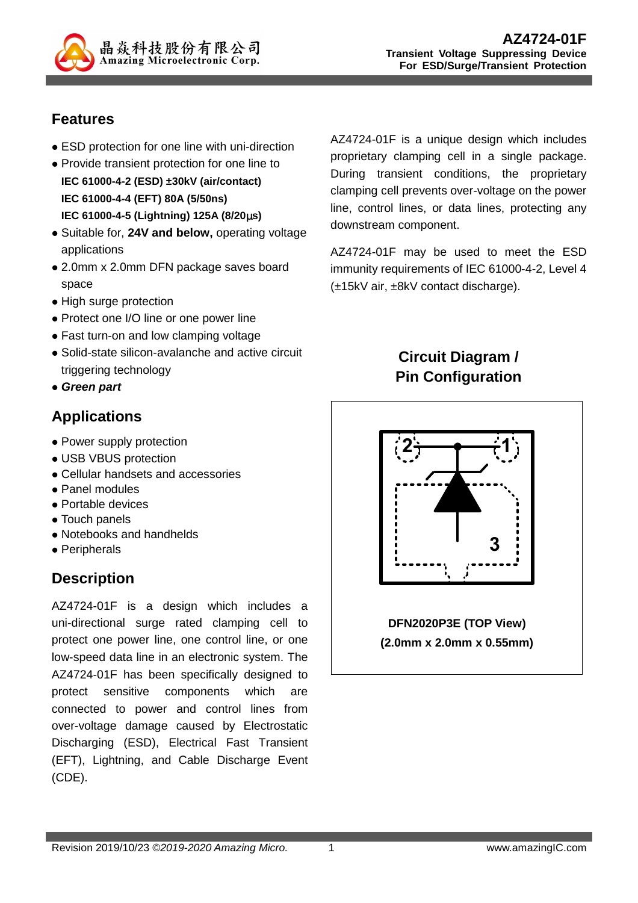# AZ4724-01F

**Transient Voltage Suppressing Device**
**For ESD/Surge/Transient Protection**

## Features

- ESD protection for one line with uni-direction
- Provide transient protection for one line to
  **IEC 61000-4-2 (ESD) ±30kV (air/contact)**
  **IEC 61000-4-4 (EFT) 80A (5/50ns)**
  **IEC 61000-4-5 (Lightning) 125A (8/20µs)**
- Suitable for, **24V and below,** operating voltage applications
- 2.0mm x 2.0mm DFN package saves board space
- High surge protection
- Protect one I/O line or one power line
- Fast turn-on and low clamping voltage
- Solid-state silicon-avalanche and active circuit triggering technology
- ***Green part***

## Applications

- Power supply protection
- USB VBUS protection
- Cellular handsets and accessories
- Panel modules
- Portable devices
- Touch panels
- Notebooks and handhelds
- Peripherals

## Description

AZ4724-01F is a design which includes a uni-directional surge rated clamping cell to protect one power line, one control line, or one low-speed data line in an electronic system. The AZ4724-01F has been specifically designed to protect sensitive components which are connected to power and control lines from over-voltage damage caused by Electrostatic Discharging (ESD), Electrical Fast Transient (EFT), Lightning, and Cable Discharge Event (CDE).

AZ4724-01F is a unique design which includes proprietary clamping cell in a single package. During transient conditions, the proprietary clamping cell prevents over-voltage on the power line, control lines, or data lines, protecting any downstream component.

AZ4724-01F may be used to meet the ESD immunity requirements of IEC 61000-4-2, Level 4 (±15kV air, ±8kV contact discharge).

## Circuit Diagram / Pin Configuration

2 1 3

**DFN2020P3E (TOP View)**
**(2.0mm x 2.0mm x 0.55mm)**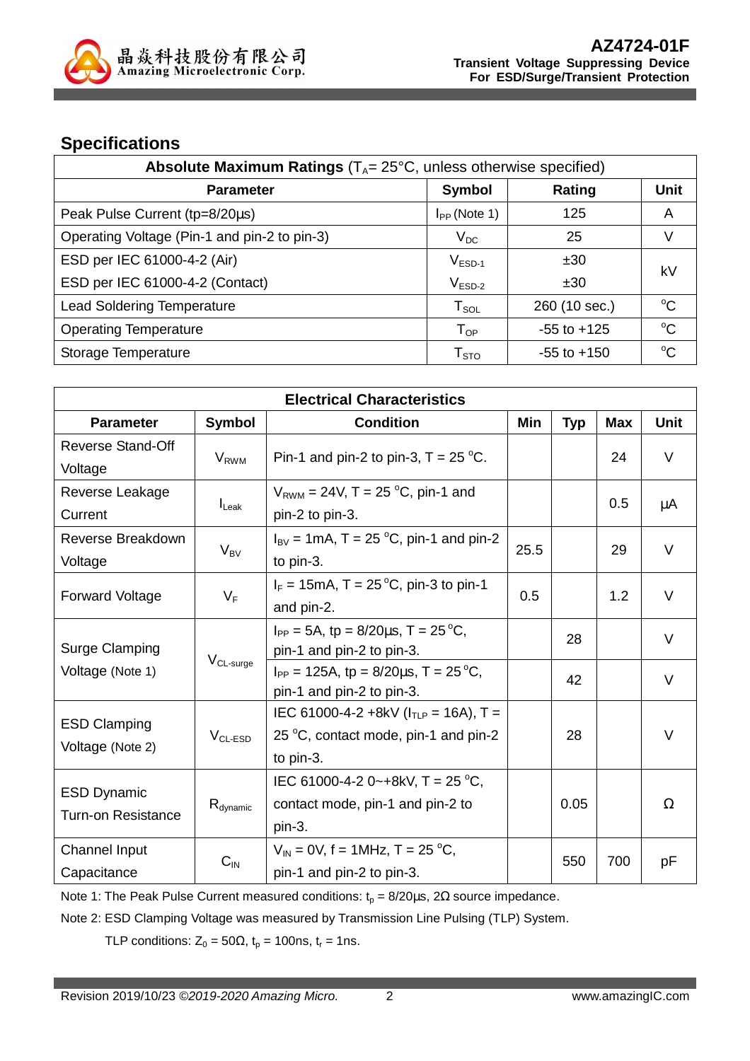## Specifications

| Absolute Maximum Ratings ($T_A$= 25°C, unless otherwise specified) | | | |
|---|---|---|---|
| **Parameter** | **Symbol** | **Rating** | **Unit** |
| Peak Pulse Current (tp=8/20µs) | $I_{PP}$ (Note 1) | 125 | A |
| Operating Voltage (Pin-1 and pin-2 to pin-3) | $V_{DC}$ | 25 | V |
| ESD per IEC 61000-4-2 (Air) | $V_{ESD-1}$ | ±30 | kV |
| ESD per IEC 61000-4-2 (Contact) | $V_{ESD-2}$ | ±30 | kV |
| Lead Soldering Temperature | $T_{SOL}$ | 260 (10 sec.) | °C |
| Operating Temperature | $T_{OP}$ | -55 to +125 | °C |
| Storage Temperature | $T_{STO}$ | -55 to +150 | °C |

| Electrical Characteristics | | | | | | |
|---|---|---|---|---|---|---|
| **Parameter** | **Symbol** | **Condition** | **Min** | **Typ** | **Max** | **Unit** |
| Reverse Stand-Off Voltage | $V_{RWM}$ | Pin-1 and pin-2 to pin-3, T = 25 °C. | | | 24 | V |
| Reverse Leakage Current | $I_{Leak}$ | $V_{RWM}$ = 24V, T = 25 °C, pin-1 and pin-2 to pin-3. | | | 0.5 | µA |
| Reverse Breakdown Voltage | $V_{BV}$ | $I_{BV}$ = 1mA, T = 25 °C, pin-1 and pin-2 to pin-3. | 25.5 | | 29 | V |
| Forward Voltage | $V_F$ | $I_F$ = 15mA, T = 25 °C, pin-3 to pin-1 and pin-2. | 0.5 | | 1.2 | V |
| Surge Clamping Voltage (Note 1) | $V_{CL-surge}$ | $I_{PP}$ = 5A, tp = 8/20µs, T = 25 °C, pin-1 and pin-2 to pin-3. | | 28 | | V |
| | | $I_{PP}$ = 125A, tp = 8/20µs, T = 25 °C, pin-1 and pin-2 to pin-3. | | 42 | | V |
| ESD Clamping Voltage (Note 2) | $V_{CL-ESD}$ | IEC 61000-4-2 +8kV ($I_{TLP}$ = 16A), T = 25 °C, contact mode, pin-1 and pin-2 to pin-3. | | 28 | | V |
| ESD Dynamic Turn-on Resistance | $R_{dynamic}$ | IEC 61000-4-2 0~+8kV, T = 25 °C, contact mode, pin-1 and pin-2 to pin-3. | | 0.05 | | Ω |
| Channel Input Capacitance | $C_{IN}$ | $V_{IN}$ = 0V, f = 1MHz, T = 25 °C, pin-1 and pin-2 to pin-3. | | 550 | 700 | pF |

Note 1: The Peak Pulse Current measured conditions: $t_p$ = 8/20µs, 2Ω source impedance.

Note 2: ESD Clamping Voltage was measured by Transmission Line Pulsing (TLP) System.

TLP conditions: $Z_0$ = 50Ω, $t_p$ = 100ns, $t_r$ = 1ns.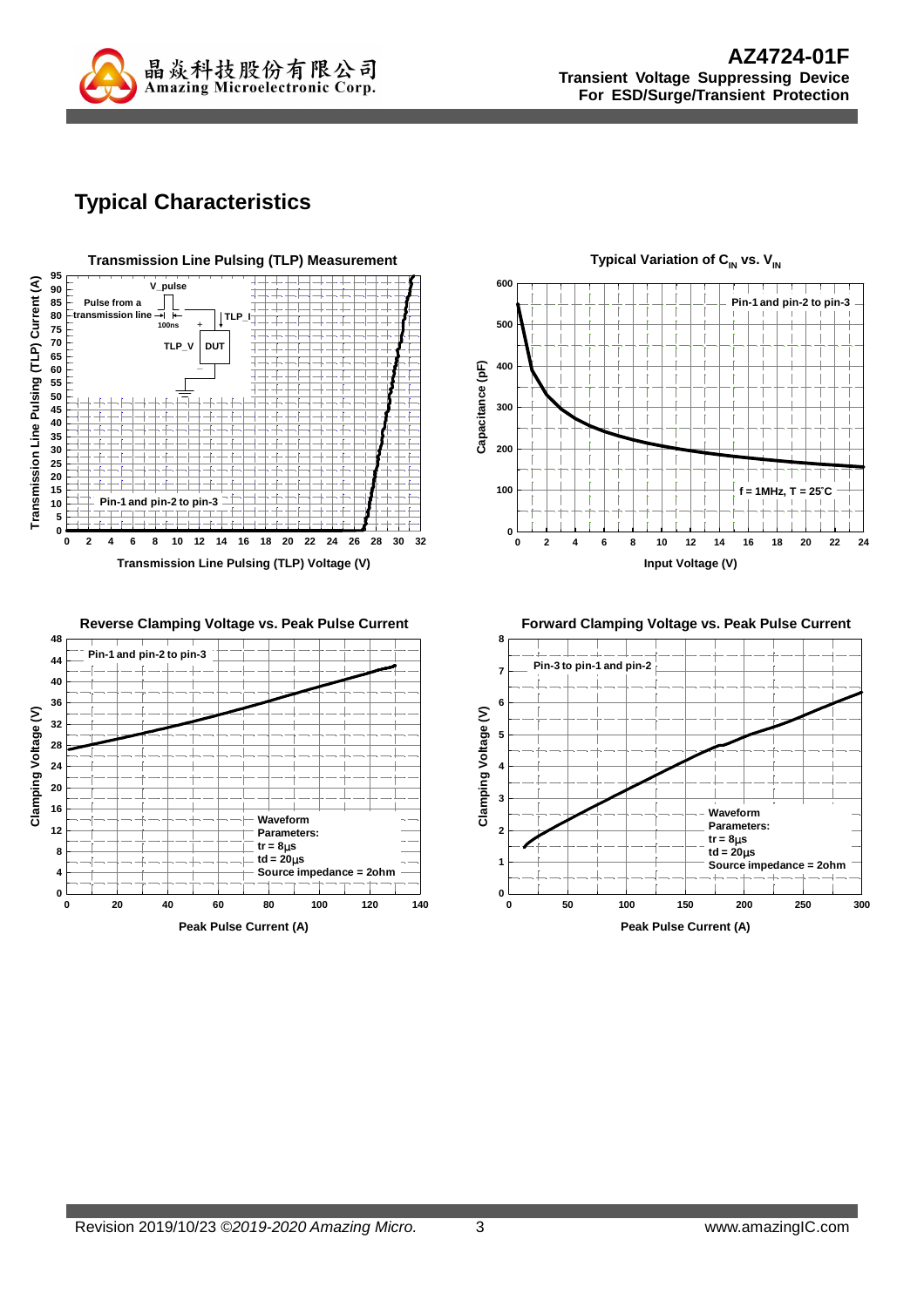## Typical Characteristics

**Transmission Line Pulsing (TLP) Measurement**

V_pulse

Pulse from a transmission line

100ns

TLP_I

TLP_V

DUT

Pin-1 and pin-2 to pin-3

Transmission Line Pulsing (TLP) Current (A)

Transmission Line Pulsing (TLP) Voltage (V)

**Typical Variation of $C_{IN}$ vs. $V_{IN}$**

Pin-1 and pin-2 to pin-3

f = 1MHz, T = 25°C

Capacitance (pF)

Input Voltage (V)

**Reverse Clamping Voltage vs. Peak Pulse Current**

Pin-1 and pin-2 to pin-3

Waveform Parameters:
tr = 8μs
td = 20μs
Source impedance = 2ohm

Clamping Voltage (V)

Peak Pulse Current (A)

**Forward Clamping Voltage vs. Peak Pulse Current**

Pin-3 to pin-1 and pin-2

Waveform Parameters:
tr = 8μs
td = 20μs
Source impedance = 2ohm

Clamping Voltage (V)

Peak Pulse Current (A)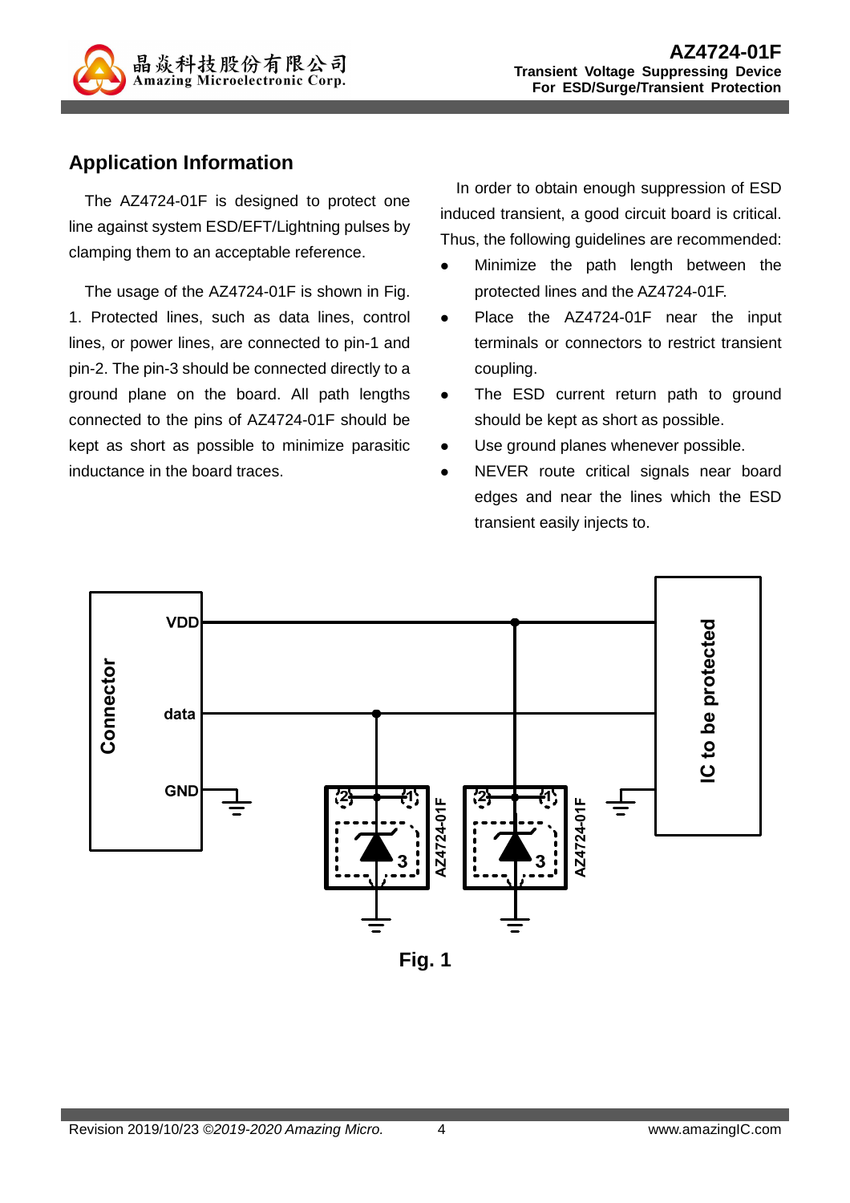## Application Information

The AZ4724-01F is designed to protect one line against system ESD/EFT/Lightning pulses by clamping them to an acceptable reference.

The usage of the AZ4724-01F is shown in Fig. 1. Protected lines, such as data lines, control lines, or power lines, are connected to pin-1 and pin-2. The pin-3 should be connected directly to a ground plane on the board. All path lengths connected to the pins of AZ4724-01F should be kept as short as possible to minimize parasitic inductance in the board traces.

In order to obtain enough suppression of ESD induced transient, a good circuit board is critical. Thus, the following guidelines are recommended:

- Minimize the path length between the protected lines and the AZ4724-01F.
- Place the AZ4724-01F near the input terminals or connectors to restrict transient coupling.
- The ESD current return path to ground should be kept as short as possible.
- Use ground planes whenever possible.
- NEVER route critical signals near board edges and near the lines which the ESD transient easily injects to.

Fig. 1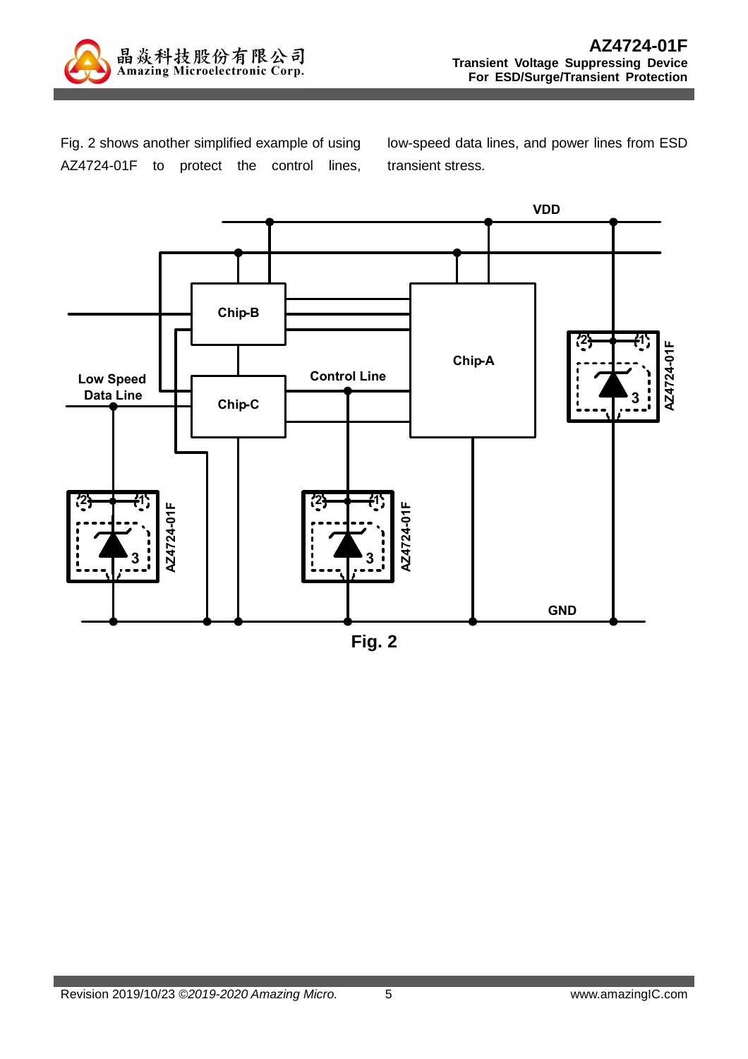Fig. 2 shows another simplified example of using AZ4724-01F to protect the control lines, low-speed data lines, and power lines from ESD transient stress.

Fig. 2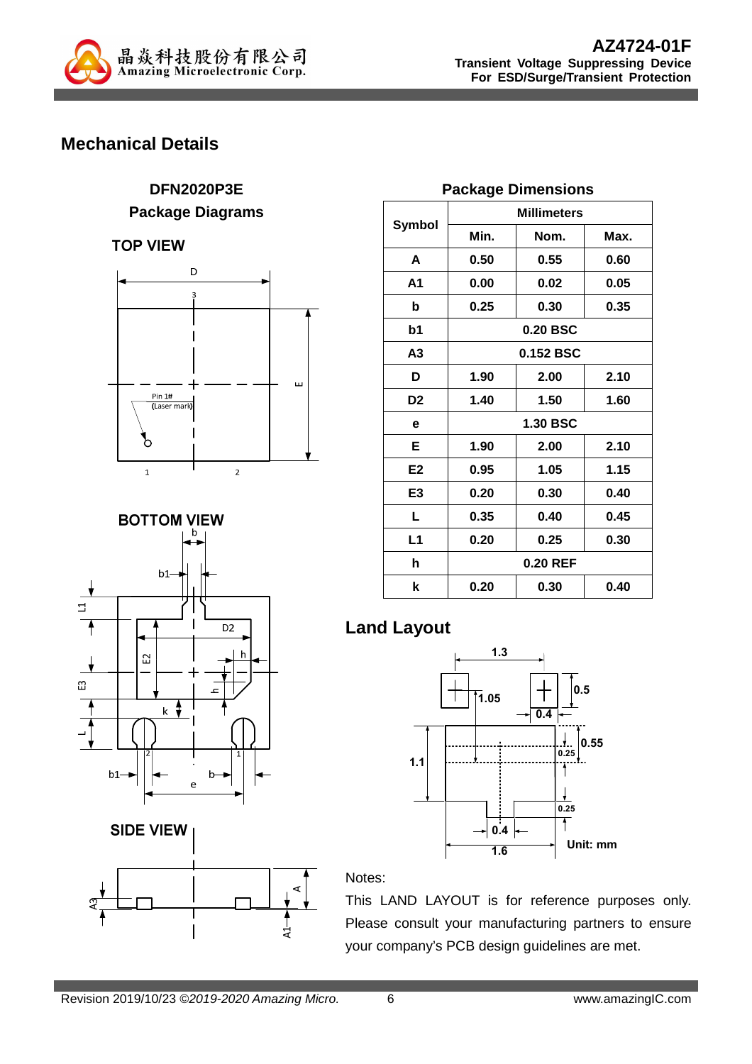## Mechanical Details

**DFN2020P3E**
**Package Diagrams**

**TOP VIEW**

D

3

E

Pin 1# (Laser mark)

1 2

**BOTTOM VIEW**

b, b1, L1, D2, E2, E3, h, k, L, e

**SIDE VIEW**

A3, A, A1

**Package Dimensions**

| Symbol | Millimeters | | |
|---|---|---|---|
| | Min. | Nom. | Max. |
| A | 0.50 | 0.55 | 0.60 |
| A1 | 0.00 | 0.02 | 0.05 |
| b | 0.25 | 0.30 | 0.35 |
| b1 | 0.20 BSC | | |
| A3 | 0.152 BSC | | |
| D | 1.90 | 2.00 | 2.10 |
| D2 | 1.40 | 1.50 | 1.60 |
| e | 1.30 BSC | | |
| E | 1.90 | 2.00 | 2.10 |
| E2 | 0.95 | 1.05 | 1.15 |
| E3 | 0.20 | 0.30 | 0.40 |
| L | 0.35 | 0.40 | 0.45 |
| L1 | 0.20 | 0.25 | 0.30 |
| h | 0.20 REF | | |
| k | 0.20 | 0.30 | 0.40 |

## Land Layout

1.3, 1.05, 0.5, 0.4, 0.55, 0.25, 1.1, 0.25, 0.4, 1.6

Unit: mm

Notes:

This LAND LAYOUT is for reference purposes only. Please consult your manufacturing partners to ensure your company's PCB design guidelines are met.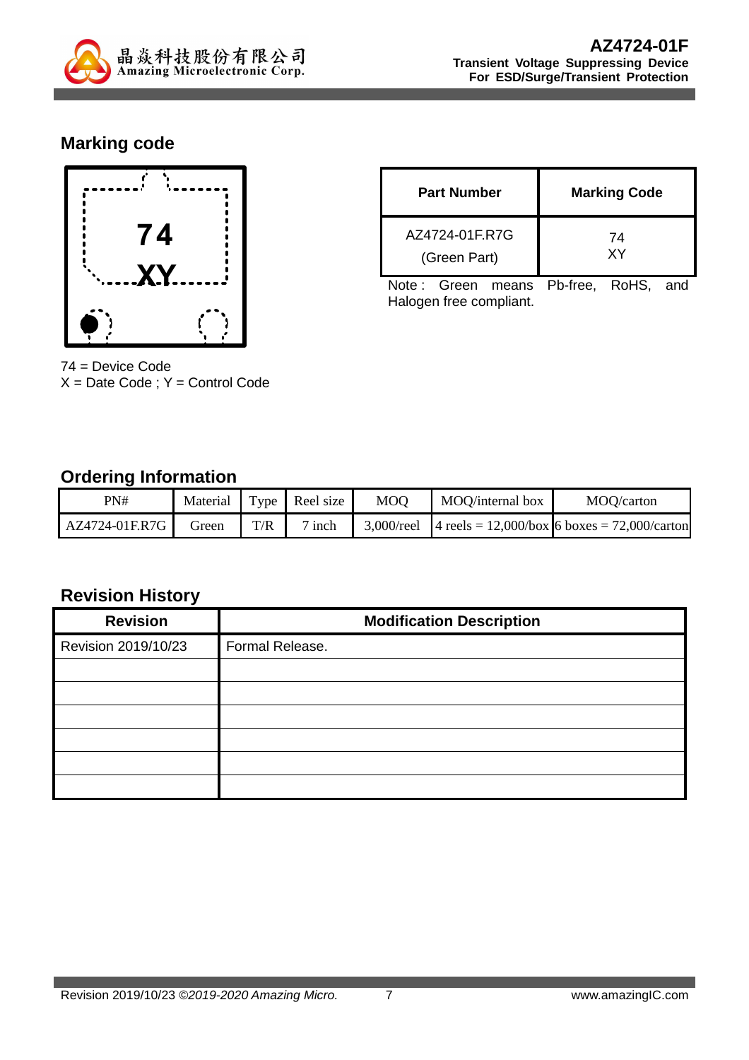## Marking code

74

XY

74 = Device Code
X = Date Code ; Y = Control Code

| Part Number | Marking Code |
|---|---|
| AZ4724-01F.R7G (Green Part) | 74 XY |

Note : Green means Pb-free, RoHS, and Halogen free compliant.

## Ordering Information

| PN# | Material | Type | Reel size | MOQ | MOQ/internal box | MOQ/carton |
|---|---|---|---|---|---|---|
| AZ4724-01F.R7G | Green | T/R | 7 inch | 3,000/reel | 4 reels = 12,000/box | 6 boxes = 72,000/carton |

## Revision History

| Revision | Modification Description |
|---|---|
| Revision 2019/10/23 | Formal Release. |
| | |
| | |
| | |
| | |
| | |
| | |